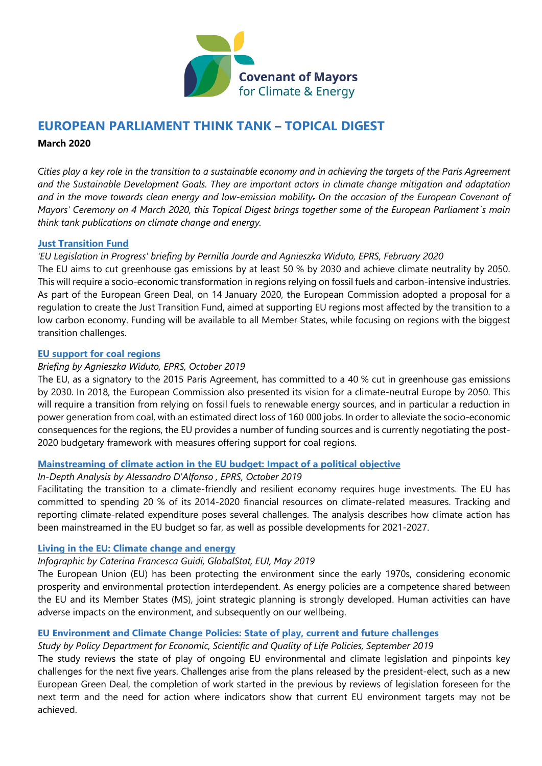Covenant of Mayors for Climate & Energy

# EUROPEAN PARLIAMENT THINK TANK – TOPICAL DIGEST

**March 2020**

*Cities play a key role in the transition to a sustainable economy and in achieving the targets of the Paris Agreement and the Sustainable Development Goals. They are important actors in climate change mitigation and adaptation and in the move towards clean energy and low-emission mobility. On the occasion of the European Covenant of Mayors' Ceremony on 4 March 2020, this Topical Digest brings together some of the European Parliament´s main think tank publications on climate change and energy.*

### Just Transition Fund

*'EU Legislation in Progress' briefing by Pernilla Jourde and Agnieszka Widuto, EPRS, February 2020*

The EU aims to cut greenhouse gas emissions by at least 50 % by 2030 and achieve climate neutrality by 2050. This will require a socio-economic transformation in regions relying on fossil fuels and carbon-intensive industries. As part of the European Green Deal, on 14 January 2020, the European Commission adopted a proposal for a regulation to create the Just Transition Fund, aimed at supporting EU regions most affected by the transition to a low carbon economy. Funding will be available to all Member States, while focusing on regions with the biggest transition challenges.

### EU support for coal regions

*Briefing by Agnieszka Widuto, EPRS, October 2019*

The EU, as a signatory to the 2015 Paris Agreement, has committed to a 40 % cut in greenhouse gas emissions by 2030. In 2018, the European Commission also presented its vision for a climate-neutral Europe by 2050. This will require a transition from relying on fossil fuels to renewable energy sources, and in particular a reduction in power generation from coal, with an estimated direct loss of 160 000 jobs. In order to alleviate the socio-economic consequences for the regions, the EU provides a number of funding sources and is currently negotiating the post-2020 budgetary framework with measures offering support for coal regions.

### Mainstreaming of climate action in the EU budget: Impact of a political objective

*In-Depth Analysis by Alessandro D'Alfonso , EPRS, October 2019*

Facilitating the transition to a climate-friendly and resilient economy requires huge investments. The EU has committed to spending 20 % of its 2014-2020 financial resources on climate-related measures. Tracking and reporting climate-related expenditure poses several challenges. The analysis describes how climate action has been mainstreamed in the EU budget so far, as well as possible developments for 2021-2027.

### Living in the EU: Climate change and energy

*Infographic by Caterina Francesca Guidi, GlobalStat, EUI, May 2019*

The European Union (EU) has been protecting the environment since the early 1970s, considering economic prosperity and environmental protection interdependent. As energy policies are a competence shared between the EU and its Member States (MS), joint strategic planning is strongly developed. Human activities can have adverse impacts on the environment, and subsequently on our wellbeing.

### EU Environment and Climate Change Policies: State of play, current and future challenges

*Study by Policy Department for Economic, Scientific and Quality of Life Policies, September 2019*

The study reviews the state of play of ongoing EU environmental and climate legislation and pinpoints key challenges for the next five years. Challenges arise from the plans released by the president-elect, such as a new European Green Deal, the completion of work started in the previous by reviews of legislation foreseen for the next term and the need for action where indicators show that current EU environment targets may not be achieved.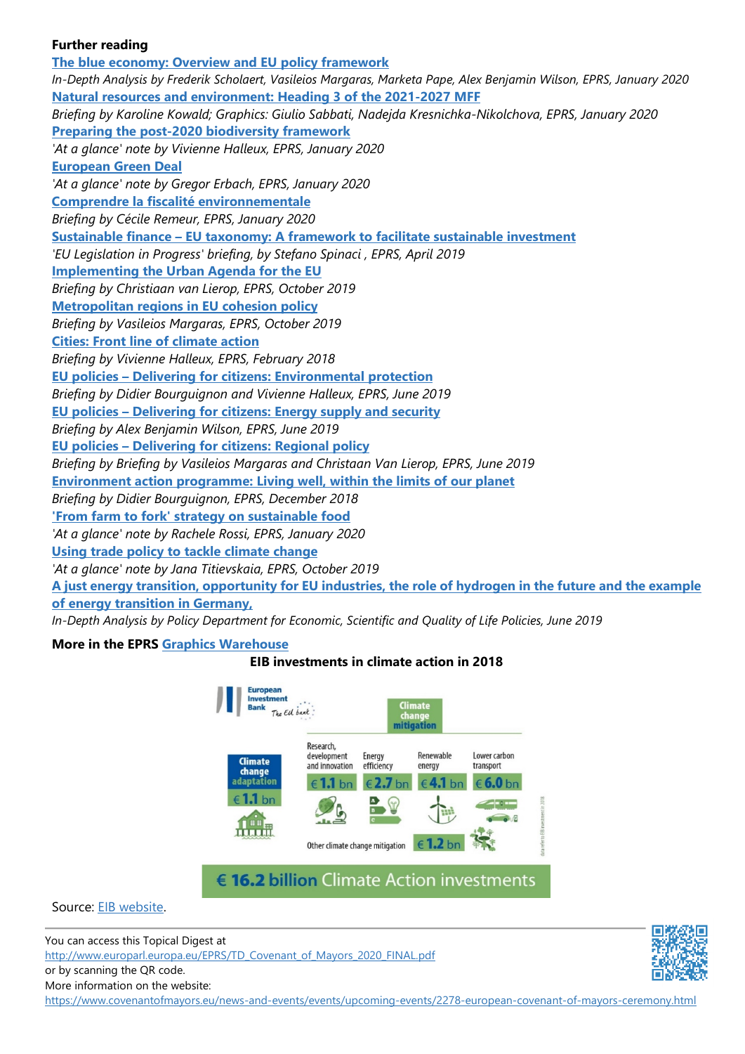**Further reading**

**The blue economy: Overview and EU policy framework**
*In-Depth Analysis by Frederik Scholaert, Vasileios Margaras, Marketa Pape, Alex Benjamin Wilson, EPRS, January 2020*

**Natural resources and environment: Heading 3 of the 2021-2027 MFF**
*Briefing by Karoline Kowald; Graphics: Giulio Sabbati, Nadejda Kresnichka-Nikolchova, EPRS, January 2020*

**Preparing the post-2020 biodiversity framework**
*'At a glance' note by Vivienne Halleux, EPRS, January 2020*

**European Green Deal**
*'At a glance' note by Gregor Erbach, EPRS, January 2020*

**Comprendre la fiscalité environnementale**
*Briefing by Cécile Remeur, EPRS, January 2020*

**Sustainable finance – EU taxonomy: A framework to facilitate sustainable investment**
*'EU Legislation in Progress' briefing, by Stefano Spinaci , EPRS, April 2019*

**Implementing the Urban Agenda for the EU**
*Briefing by Christiaan van Lierop, EPRS, October 2019*

**Metropolitan regions in EU cohesion policy**
*Briefing by Vasileios Margaras, EPRS, October 2019*

**Cities: Front line of climate action**
*Briefing by Vivienne Halleux, EPRS, February 2018*

**EU policies – Delivering for citizens: Environmental protection**
*Briefing by Didier Bourguignon and Vivienne Halleux, EPRS, June 2019*

**EU policies – Delivering for citizens: Energy supply and security**
*Briefing by Alex Benjamin Wilson, EPRS, June 2019*

**EU policies – Delivering for citizens: Regional policy**
*Briefing by Briefing by Vasileios Margaras and Christaan Van Lierop, EPRS, June 2019*

**Environment action programme: Living well, within the limits of our planet**
*Briefing by Didier Bourguignon, EPRS, December 2018*

**'From farm to fork' strategy on sustainable food**
*'At a glance' note by Rachele Rossi, EPRS, January 2020*

**Using trade policy to tackle climate change**
*'At a glance' note by Jana Titievskaia, EPRS, October 2019*

**A just energy transition, opportunity for EU industries, the role of hydrogen in the future and the example of energy transition in Germany,**
*In-Depth Analysis by Policy Department for Economic, Scientific and Quality of Life Policies, June 2019*

**More in the EPRS Graphics Warehouse**

**EIB investments in climate action in 2018**

European Investment Bank
The EU bank

Climate change mitigation

Climate change adaptation
€ 1.1 bn

Research, development and innovation
€ 1.1 bn

Energy efficiency
€ 2.7 bn

Renewable energy
€ 4.1 bn

Lower carbon transport
€ 6.0 bn

Other climate change mitigation
€ 1.2 bn

€ 16.2 billion Climate Action investments

Source: EIB website.

You can access this Topical Digest at
http://www.europarl.europa.eu/EPRS/TD_Covenant_of_Mayors_2020_FINAL.pdf
or by scanning the QR code.
More information on the website:
https://www.covenantofmayors.eu/news-and-events/events/upcoming-events/2278-european-covenant-of-mayors-ceremony.html